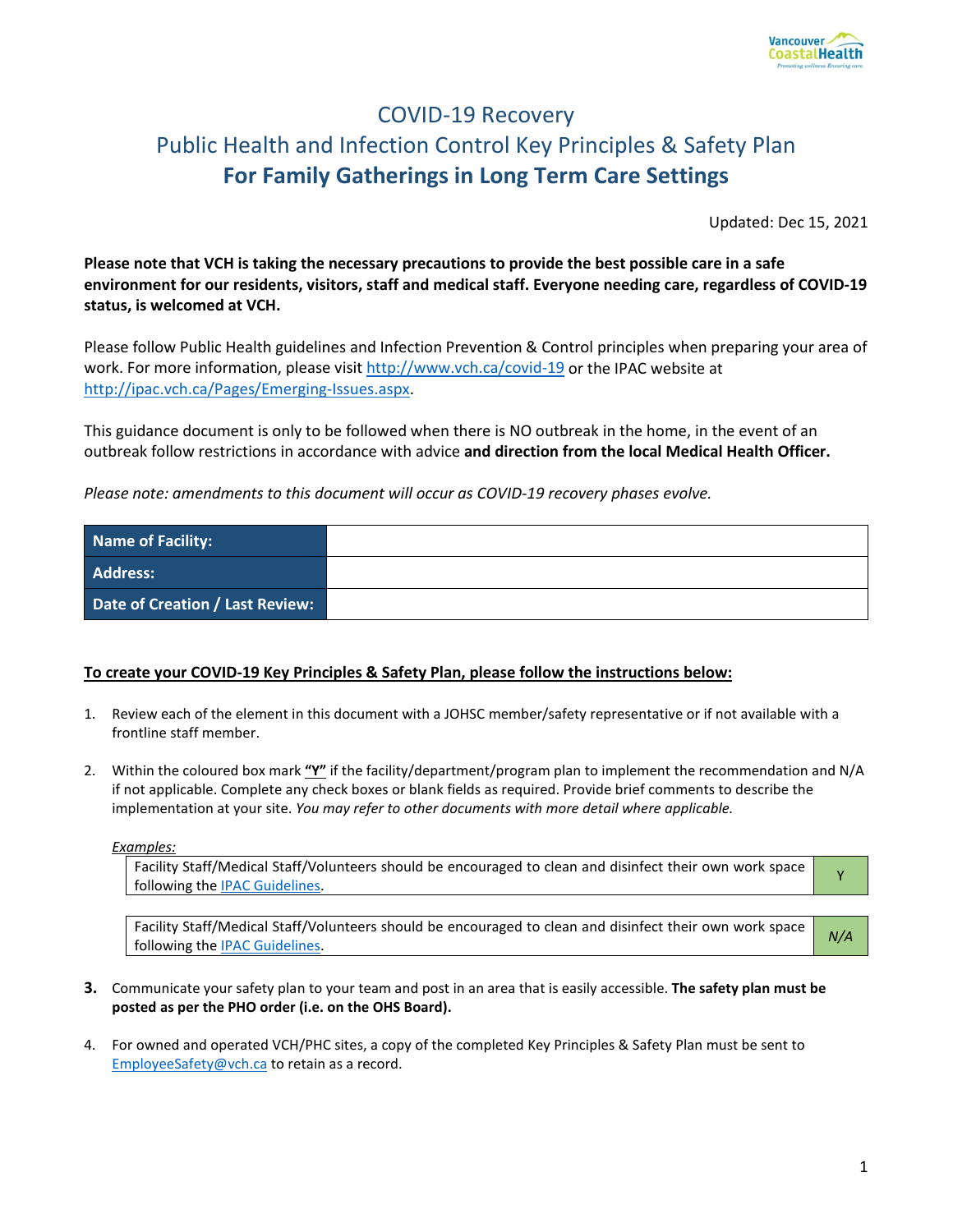# COVID-19 Recovery

## Public Health and Infection Control Key Principles & Safety Plan

## **For Family Gatherings in Long Term Care Settings**

Updated: Dec 15, 2021

**Please note that VCH is taking the necessary precautions to provide the best possible care in a safe environment for our residents, visitors, staff and medical staff. Everyone needing care, regardless of COVID-19 status, is welcomed at VCH.**

Please follow Public Health guidelines and Infection Prevention & Control principles when preparing your area of work. For more information, please visit http://www.vch.ca/covid-19 or the IPAC website at http://ipac.vch.ca/Pages/Emerging-Issues.aspx.

This guidance document is only to be followed when there is NO outbreak in the home, in the event of an outbreak follow restrictions in accordance with advice **and direction from the local Medical Health Officer.**

*Please note: amendments to this document will occur as COVID-19 recovery phases evolve.*

| **Name of Facility:** | |
|---|---|
| **Address:** | |
| **Date of Creation / Last Review:** | |

**To create your COVID-19 Key Principles & Safety Plan, please follow the instructions below:**

1. Review each of the element in this document with a JOHSC member/safety representative or if not available with a frontline staff member.

2. Within the coloured box mark **"Y"** if the facility/department/program plan to implement the recommendation and N/A if not applicable. Complete any check boxes or blank fields as required. Provide brief comments to describe the implementation at your site. *You may refer to other documents with more detail where applicable.*

   *Examples:*

   | Facility Staff/Medical Staff/Volunteers should be encouraged to clean and disinfect their own work space following the IPAC Guidelines. | Y |
   |---|---|

   | Facility Staff/Medical Staff/Volunteers should be encouraged to clean and disinfect their own work space following the IPAC Guidelines. | *N/A* |
   |---|---|

3. Communicate your safety plan to your team and post in an area that is easily accessible. **The safety plan must be posted as per the PHO order (i.e. on the OHS Board).**

4. For owned and operated VCH/PHC sites, a copy of the completed Key Principles & Safety Plan must be sent to EmployeeSafety@vch.ca to retain as a record.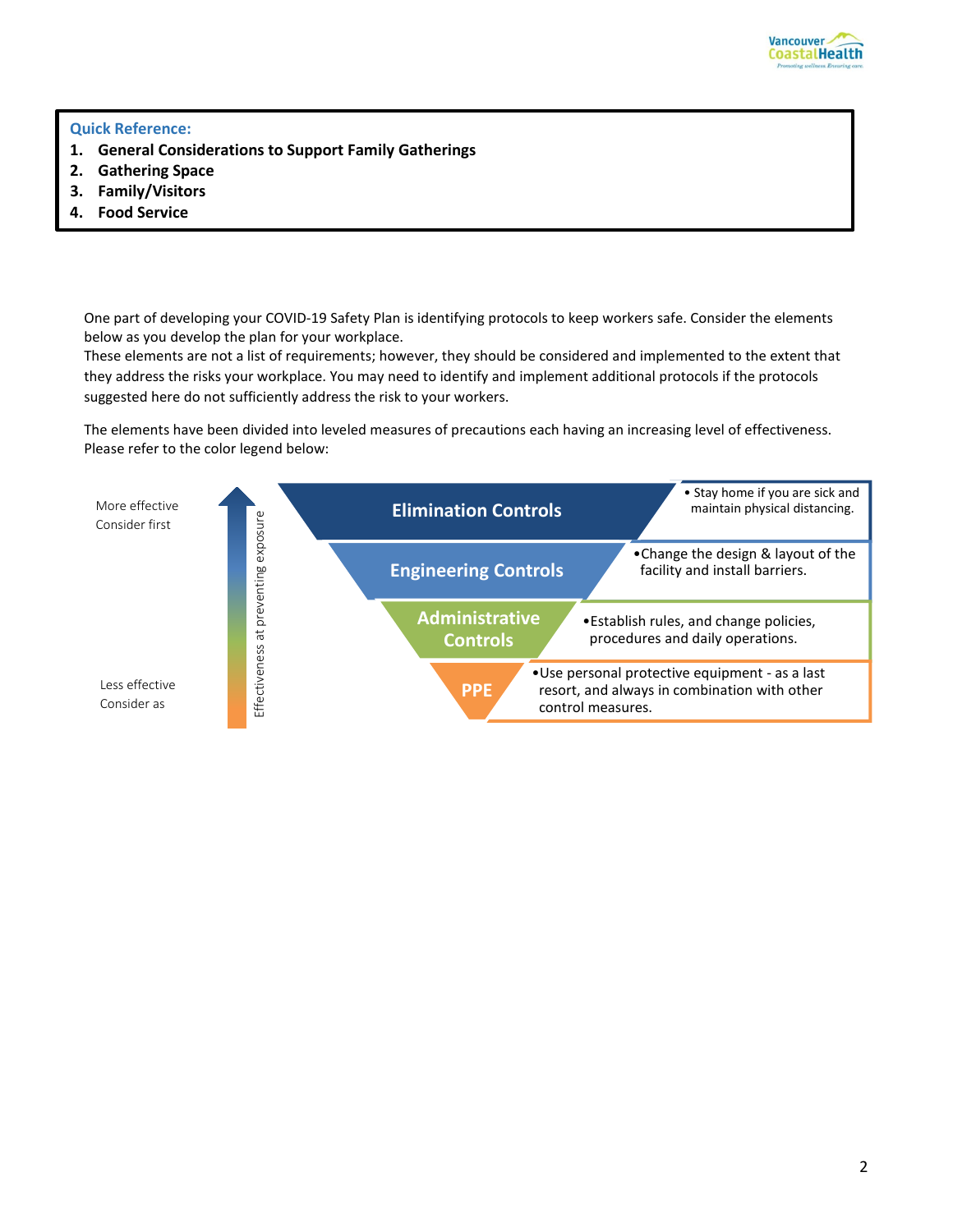**Quick Reference:**

1. **General Considerations to Support Family Gatherings**
2. **Gathering Space**
3. **Family/Visitors**
4. **Food Service**

One part of developing your COVID-19 Safety Plan is identifying protocols to keep workers safe. Consider the elements below as you develop the plan for your workplace.
These elements are not a list of requirements; however, they should be considered and implemented to the extent that they address the risks your workplace. You may need to identify and implement additional protocols if the protocols suggested here do not sufficiently address the risk to your workers.

The elements have been divided into leveled measures of precautions each having an increasing level of effectiveness. Please refer to the color legend below:

More effective
Consider first

Effectiveness at preventing exposure

**Elimination Controls**
- Stay home if you are sick and maintain physical distancing.

**Engineering Controls**
- Change the design & layout of the facility and install barriers.

**Administrative Controls**
- Establish rules, and change policies, procedures and daily operations.

**PPE**
- Use personal protective equipment - as a last resort, and always in combination with other control measures.

Less effective
Consider as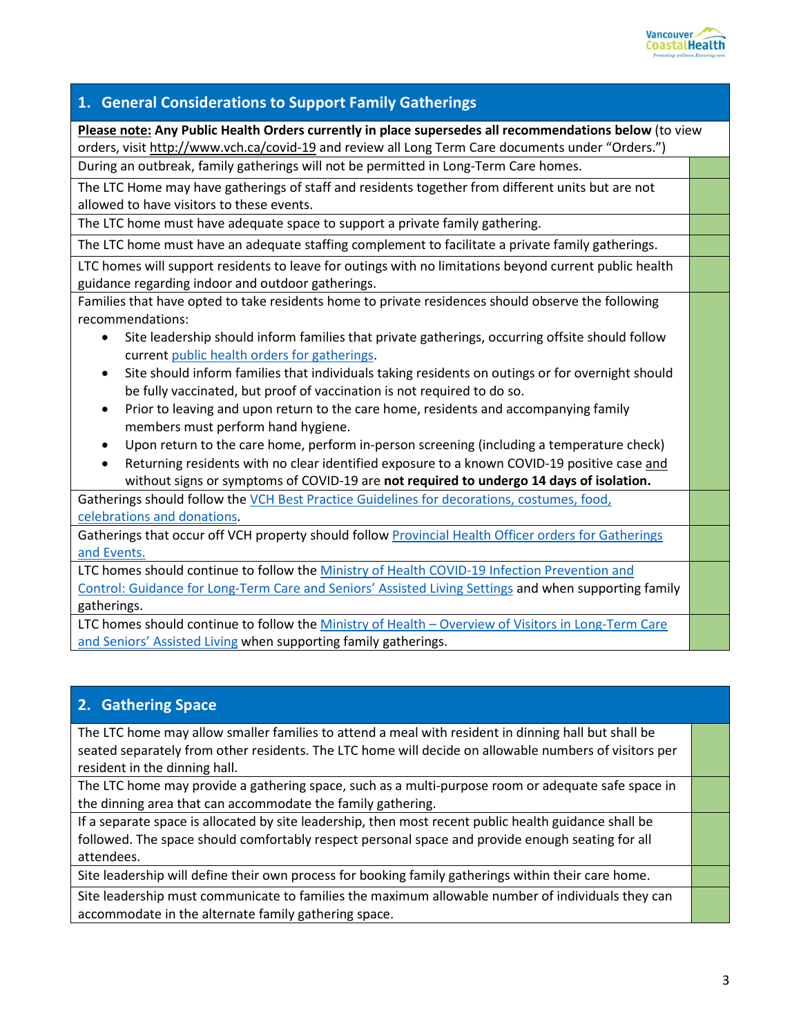## 1. General Considerations to Support Family Gatherings

| **Please note:** **Any Public Health Orders currently in place supersedes all recommendations below** (to view orders, visit http://www.vch.ca/covid-19 and review all Long Term Care documents under "Orders.") | |
|---|---|
| During an outbreak, family gatherings will not be permitted in Long-Term Care homes. | |
| The LTC Home may have gatherings of staff and residents together from different units but are not allowed to have visitors to these events. | |
| The LTC home must have adequate space to support a private family gathering. | |
| The LTC home must have an adequate staffing complement to facilitate a private family gatherings. | |
| LTC homes will support residents to leave for outings with no limitations beyond current public health guidance regarding indoor and outdoor gatherings. | |
| Families that have opted to take residents home to private residences should observe the following recommendations: <br>• Site leadership should inform families that private gatherings, occurring offsite should follow current public health orders for gatherings. <br>• Site should inform families that individuals taking residents on outings or for overnight should be fully vaccinated, but proof of vaccination is not required to do so. <br>• Prior to leaving and upon return to the care home, residents and accompanying family members must perform hand hygiene. <br>• Upon return to the care home, perform in-person screening (including a temperature check) <br>• Returning residents with no clear identified exposure to a known COVID-19 positive case and without signs or symptoms of COVID-19 are **not required to undergo 14 days of isolation.** | |
| Gatherings should follow the VCH Best Practice Guidelines for decorations, costumes, food, celebrations and donations. | |
| Gatherings that occur off VCH property should follow Provincial Health Officer orders for Gatherings and Events. | |
| LTC homes should continue to follow the Ministry of Health COVID-19 Infection Prevention and Control: Guidance for Long-Term Care and Seniors' Assisted Living Settings and when supporting family gatherings. | |
| LTC homes should continue to follow the Ministry of Health – Overview of Visitors in Long-Term Care and Seniors' Assisted Living when supporting family gatherings. | |

## 2. Gathering Space

| The LTC home may allow smaller families to attend a meal with resident in dinning hall but shall be seated separately from other residents. The LTC home will decide on allowable numbers of visitors per resident in the dinning hall. | |
|---|---|
| The LTC home may provide a gathering space, such as a multi-purpose room or adequate safe space in the dinning area that can accommodate the family gathering. | |
| If a separate space is allocated by site leadership, then most recent public health guidance shall be followed. The space should comfortably respect personal space and provide enough seating for all attendees. | |
| Site leadership will define their own process for booking family gatherings within their care home. | |
| Site leadership must communicate to families the maximum allowable number of individuals they can accommodate in the alternate family gathering space. | |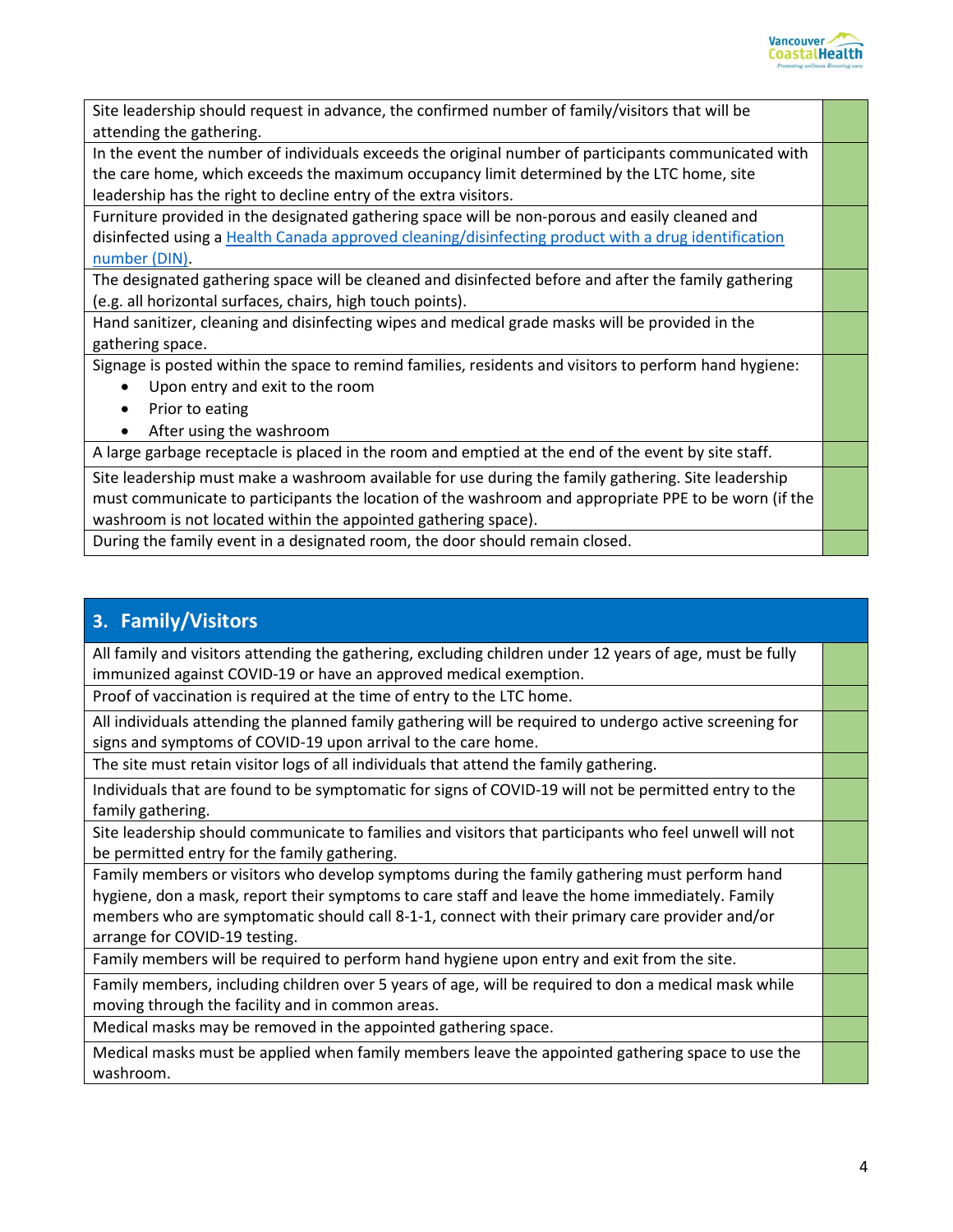| | |
|---|---|
| Site leadership should request in advance, the confirmed number of family/visitors that will be attending the gathering. | |
| In the event the number of individuals exceeds the original number of participants communicated with the care home, which exceeds the maximum occupancy limit determined by the LTC home, site leadership has the right to decline entry of the extra visitors. | |
| Furniture provided in the designated gathering space will be non-porous and easily cleaned and disinfected using a [Health Canada approved cleaning/disinfecting product with a drug identification number (DIN)](). | |
| The designated gathering space will be cleaned and disinfected before and after the family gathering (e.g. all horizontal surfaces, chairs, high touch points). | |
| Hand sanitizer, cleaning and disinfecting wipes and medical grade masks will be provided in the gathering space. | |
| Signage is posted within the space to remind families, residents and visitors to perform hand hygiene: <br>• Upon entry and exit to the room <br>• Prior to eating <br>• After using the washroom | |
| A large garbage receptacle is placed in the room and emptied at the end of the event by site staff. | |
| Site leadership must make a washroom available for use during the family gathering. Site leadership must communicate to participants the location of the washroom and appropriate PPE to be worn (if the washroom is not located within the appointed gathering space). | |
| During the family event in a designated room, the door should remain closed. | |

## 3. Family/Visitors

| | |
|---|---|
| All family and visitors attending the gathering, excluding children under 12 years of age, must be fully immunized against COVID-19 or have an approved medical exemption. | |
| Proof of vaccination is required at the time of entry to the LTC home. | |
| All individuals attending the planned family gathering will be required to undergo active screening for signs and symptoms of COVID-19 upon arrival to the care home. | |
| The site must retain visitor logs of all individuals that attend the family gathering. | |
| Individuals that are found to be symptomatic for signs of COVID-19 will not be permitted entry to the family gathering. | |
| Site leadership should communicate to families and visitors that participants who feel unwell will not be permitted entry for the family gathering. | |
| Family members or visitors who develop symptoms during the family gathering must perform hand hygiene, don a mask, report their symptoms to care staff and leave the home immediately. Family members who are symptomatic should call 8-1-1, connect with their primary care provider and/or arrange for COVID-19 testing. | |
| Family members will be required to perform hand hygiene upon entry and exit from the site. | |
| Family members, including children over 5 years of age, will be required to don a medical mask while moving through the facility and in common areas. | |
| Medical masks may be removed in the appointed gathering space. | |
| Medical masks must be applied when family members leave the appointed gathering space to use the washroom. | |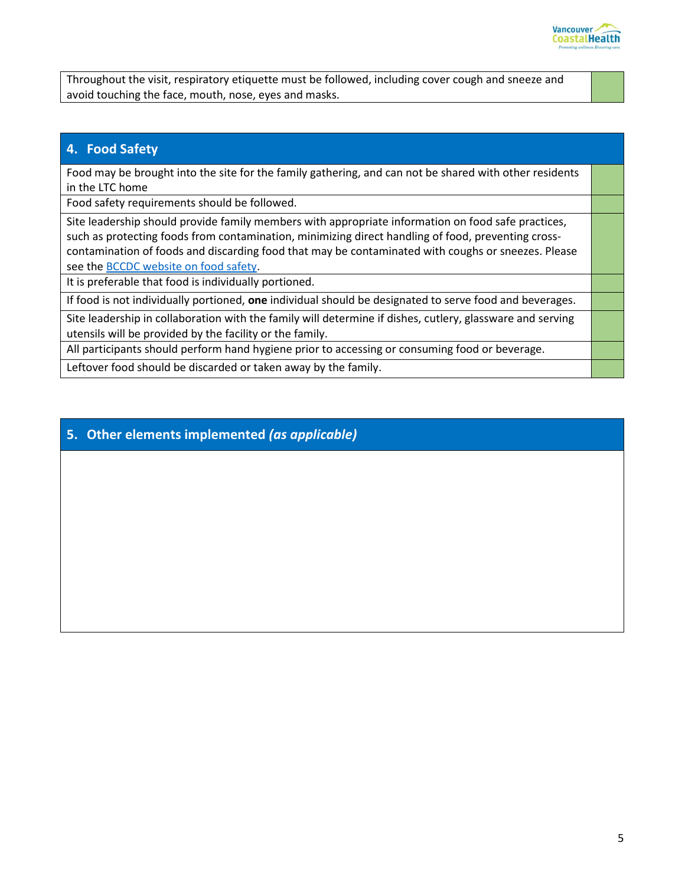| | |
|---|---|
| Throughout the visit, respiratory etiquette must be followed, including cover cough and sneeze and avoid touching the face, mouth, nose, eyes and masks. | |

| 4. Food Safety | |
|---|---|
| Food may be brought into the site for the family gathering, and can not be shared with other residents in the LTC home | |
| Food safety requirements should be followed. | |
| Site leadership should provide family members with appropriate information on food safe practices, such as protecting foods from contamination, minimizing direct handling of food, preventing cross-contamination of foods and discarding food that may be contaminated with coughs or sneezes. Please see the [BCCDC website on food safety](). | |
| It is preferable that food is individually portioned. | |
| If food is not individually portioned, **one** individual should be designated to serve food and beverages. | |
| Site leadership in collaboration with the family will determine if dishes, cutlery, glassware and serving utensils will be provided by the facility or the family. | |
| All participants should perform hand hygiene prior to accessing or consuming food or beverage. | |
| Leftover food should be discarded or taken away by the family. | |

| 5. Other elements implemented *(as applicable)* |
|---|
| |